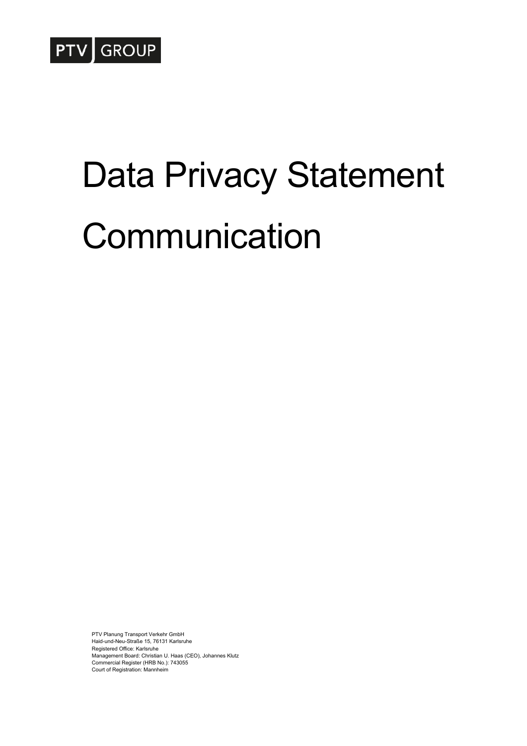PTV GROUP

# Data Privacy Statement

# Communication

PTV Planung Transport Verkehr GmbH
Haid-und-Neu-Straße 15, 76131 Karlsruhe
Registered Office: Karlsruhe
Management Board: Christian U. Haas (CEO), Johannes Klutz
Commercial Register (HRB No.): 743055
Court of Registration: Mannheim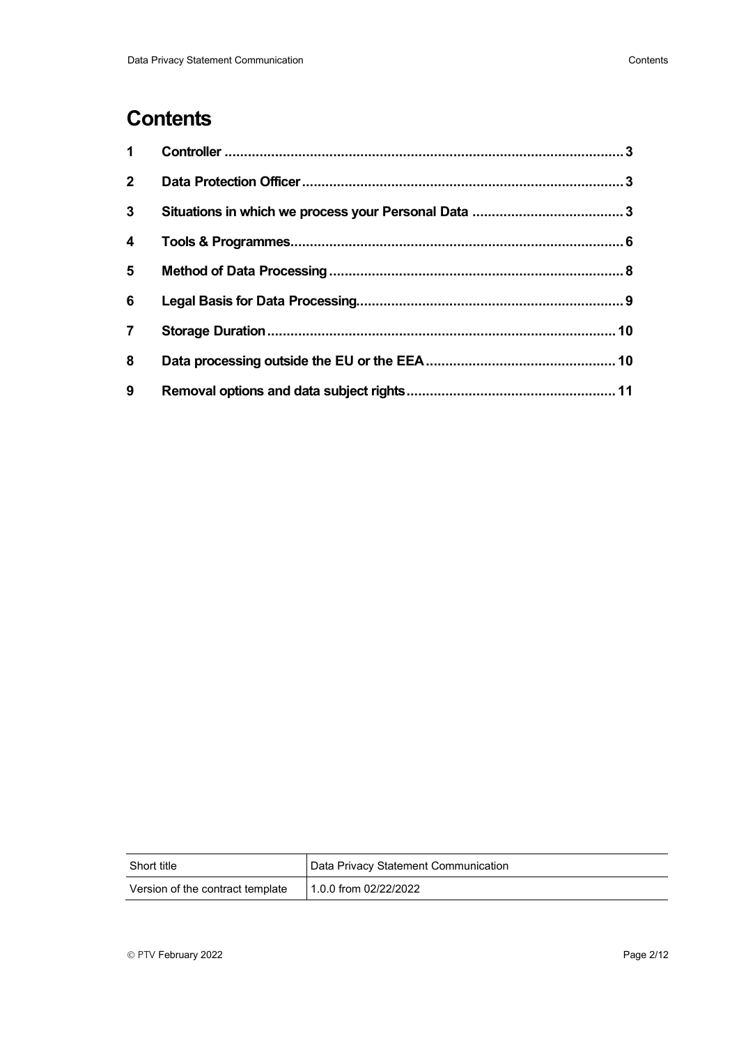# Contents

| | | |
|---|---|---|
| 1 | Controller | 3 |
| 2 | Data Protection Officer | 3 |
| 3 | Situations in which we process your Personal Data | 3 |
| 4 | Tools & Programmes | 6 |
| 5 | Method of Data Processing | 8 |
| 6 | Legal Basis for Data Processing | 9 |
| 7 | Storage Duration | 10 |
| 8 | Data processing outside the EU or the EEA | 10 |
| 9 | Removal options and data subject rights | 11 |

| Short title | Data Privacy Statement Communication |
|---|---|
| Version of the contract template | 1.0.0 from 02/22/2022 |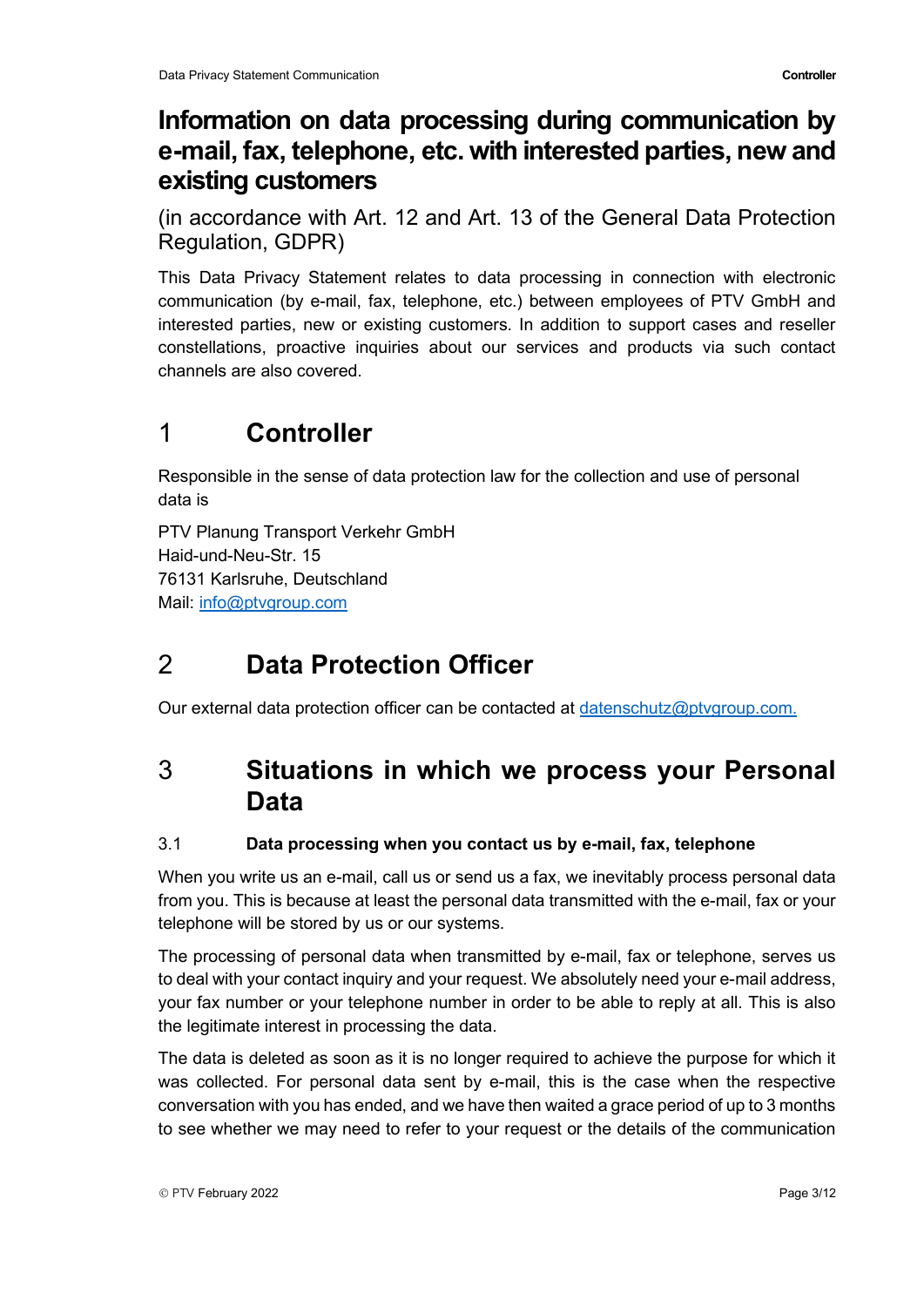# Information on data processing during communication by e-mail, fax, telephone, etc. with interested parties, new and existing customers

(in accordance with Art. 12 and Art. 13 of the General Data Protection Regulation, GDPR)

This Data Privacy Statement relates to data processing in connection with electronic communication (by e-mail, fax, telephone, etc.) between employees of PTV GmbH and interested parties, new or existing customers. In addition to support cases and reseller constellations, proactive inquiries about our services and products via such contact channels are also covered.

## 1 Controller

Responsible in the sense of data protection law for the collection and use of personal data is

PTV Planung Transport Verkehr GmbH  
Haid-und-Neu-Str. 15  
76131 Karlsruhe, Deutschland  
Mail: info@ptvgroup.com

## 2 Data Protection Officer

Our external data protection officer can be contacted at datenschutz@ptvgroup.com.

## 3 Situations in which we process your Personal Data

### 3.1 Data processing when you contact us by e-mail, fax, telephone

When you write us an e-mail, call us or send us a fax, we inevitably process personal data from you. This is because at least the personal data transmitted with the e-mail, fax or your telephone will be stored by us or our systems.

The processing of personal data when transmitted by e-mail, fax or telephone, serves us to deal with your contact inquiry and your request. We absolutely need your e-mail address, your fax number or your telephone number in order to be able to reply at all. This is also the legitimate interest in processing the data.

The data is deleted as soon as it is no longer required to achieve the purpose for which it was collected. For personal data sent by e-mail, this is the case when the respective conversation with you has ended, and we have then waited a grace period of up to 3 months to see whether we may need to refer to your request or the details of the communication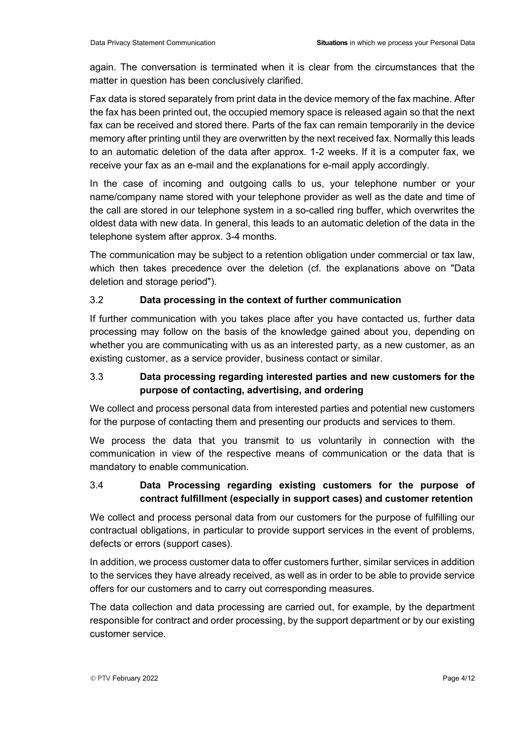again. The conversation is terminated when it is clear from the circumstances that the matter in question has been conclusively clarified.

Fax data is stored separately from print data in the device memory of the fax machine. After the fax has been printed out, the occupied memory space is released again so that the next fax can be received and stored there. Parts of the fax can remain temporarily in the device memory after printing until they are overwritten by the next received fax. Normally this leads to an automatic deletion of the data after approx. 1-2 weeks. If it is a computer fax, we receive your fax as an e-mail and the explanations for e-mail apply accordingly.

In the case of incoming and outgoing calls to us, your telephone number or your name/company name stored with your telephone provider as well as the date and time of the call are stored in our telephone system in a so-called ring buffer, which overwrites the oldest data with new data. In general, this leads to an automatic deletion of the data in the telephone system after approx. 3-4 months.

The communication may be subject to a retention obligation under commercial or tax law, which then takes precedence over the deletion (cf. the explanations above on "Data deletion and storage period").

### 3.2 Data processing in the context of further communication

If further communication with you takes place after you have contacted us, further data processing may follow on the basis of the knowledge gained about you, depending on whether you are communicating with us as an interested party, as a new customer, as an existing customer, as a service provider, business contact or similar.

### 3.3 Data processing regarding interested parties and new customers for the purpose of contacting, advertising, and ordering

We collect and process personal data from interested parties and potential new customers for the purpose of contacting them and presenting our products and services to them.

We process the data that you transmit to us voluntarily in connection with the communication in view of the respective means of communication or the data that is mandatory to enable communication.

### 3.4 Data Processing regarding existing customers for the purpose of contract fulfillment (especially in support cases) and customer retention

We collect and process personal data from our customers for the purpose of fulfilling our contractual obligations, in particular to provide support services in the event of problems, defects or errors (support cases).

In addition, we process customer data to offer customers further, similar services in addition to the services they have already received, as well as in order to be able to provide service offers for our customers and to carry out corresponding measures.

The data collection and data processing are carried out, for example, by the department responsible for contract and order processing, by the support department or by our existing customer service.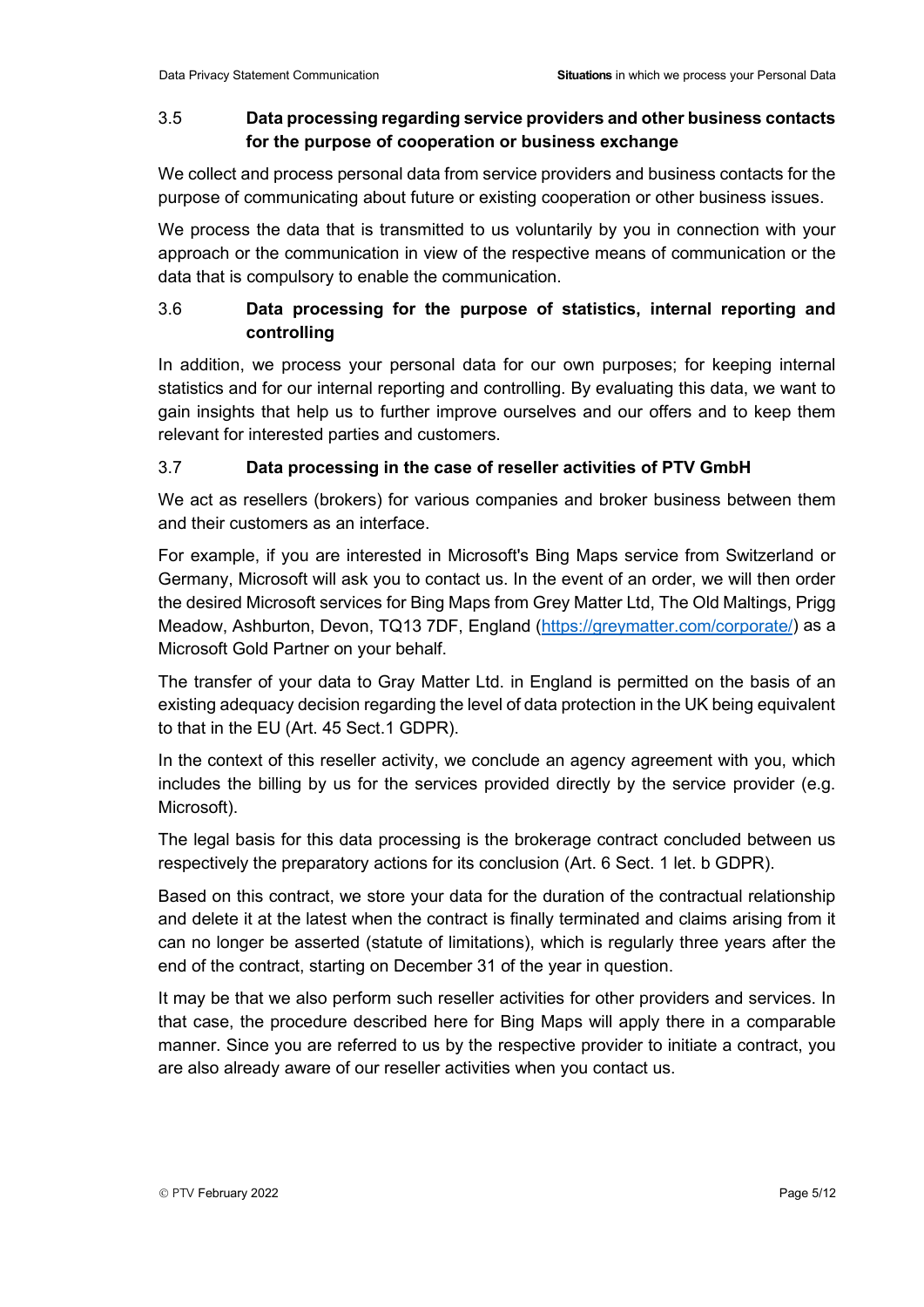### 3.5 Data processing regarding service providers and other business contacts for the purpose of cooperation or business exchange

We collect and process personal data from service providers and business contacts for the purpose of communicating about future or existing cooperation or other business issues.

We process the data that is transmitted to us voluntarily by you in connection with your approach or the communication in view of the respective means of communication or the data that is compulsory to enable the communication.

### 3.6 Data processing for the purpose of statistics, internal reporting and controlling

In addition, we process your personal data for our own purposes; for keeping internal statistics and for our internal reporting and controlling. By evaluating this data, we want to gain insights that help us to further improve ourselves and our offers and to keep them relevant for interested parties and customers.

### 3.7 Data processing in the case of reseller activities of PTV GmbH

We act as resellers (brokers) for various companies and broker business between them and their customers as an interface.

For example, if you are interested in Microsoft's Bing Maps service from Switzerland or Germany, Microsoft will ask you to contact us. In the event of an order, we will then order the desired Microsoft services for Bing Maps from Grey Matter Ltd, The Old Maltings, Prigg Meadow, Ashburton, Devon, TQ13 7DF, England ([https://greymatter.com/corporate/](https://greymatter.com/corporate/)) as a Microsoft Gold Partner on your behalf.

The transfer of your data to Gray Matter Ltd. in England is permitted on the basis of an existing adequacy decision regarding the level of data protection in the UK being equivalent to that in the EU (Art. 45 Sect.1 GDPR).

In the context of this reseller activity, we conclude an agency agreement with you, which includes the billing by us for the services provided directly by the service provider (e.g. Microsoft).

The legal basis for this data processing is the brokerage contract concluded between us respectively the preparatory actions for its conclusion (Art. 6 Sect. 1 let. b GDPR).

Based on this contract, we store your data for the duration of the contractual relationship and delete it at the latest when the contract is finally terminated and claims arising from it can no longer be asserted (statute of limitations), which is regularly three years after the end of the contract, starting on December 31 of the year in question.

It may be that we also perform such reseller activities for other providers and services. In that case, the procedure described here for Bing Maps will apply there in a comparable manner. Since you are referred to us by the respective provider to initiate a contract, you are also already aware of our reseller activities when you contact us.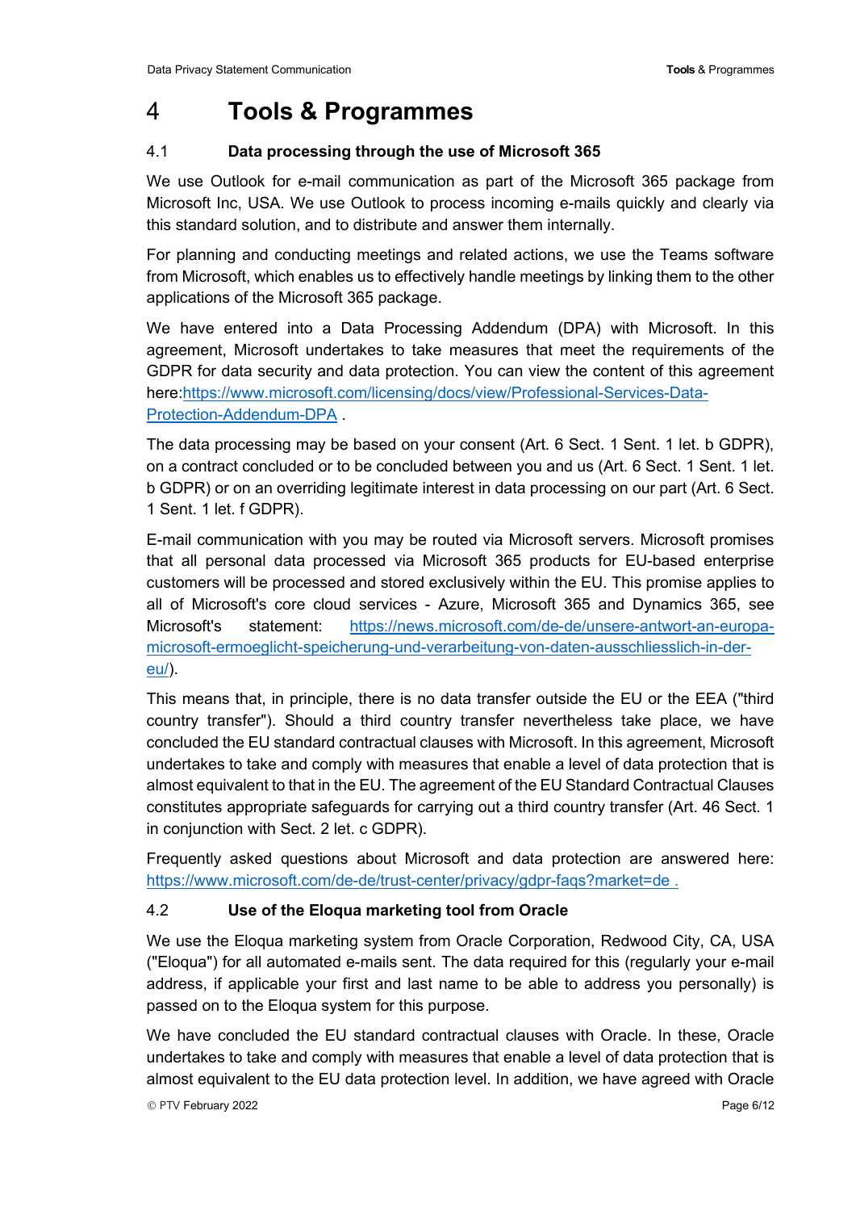# 4 Tools & Programmes

## 4.1 Data processing through the use of Microsoft 365

We use Outlook for e-mail communication as part of the Microsoft 365 package from Microsoft Inc, USA. We use Outlook to process incoming e-mails quickly and clearly via this standard solution, and to distribute and answer them internally.

For planning and conducting meetings and related actions, we use the Teams software from Microsoft, which enables us to effectively handle meetings by linking them to the other applications of the Microsoft 365 package.

We have entered into a Data Processing Addendum (DPA) with Microsoft. In this agreement, Microsoft undertakes to take measures that meet the requirements of the GDPR for data security and data protection. You can view the content of this agreement here:[https://www.microsoft.com/licensing/docs/view/Professional-Services-Data-Protection-Addendum-DPA](https://www.microsoft.com/licensing/docs/view/Professional-Services-Data-Protection-Addendum-DPA) .

The data processing may be based on your consent (Art. 6 Sect. 1 Sent. 1 let. b GDPR), on a contract concluded or to be concluded between you and us (Art. 6 Sect. 1 Sent. 1 let. b GDPR) or on an overriding legitimate interest in data processing on our part (Art. 6 Sect. 1 Sent. 1 let. f GDPR).

E-mail communication with you may be routed via Microsoft servers. Microsoft promises that all personal data processed via Microsoft 365 products for EU-based enterprise customers will be processed and stored exclusively within the EU. This promise applies to all of Microsoft's core cloud services - Azure, Microsoft 365 and Dynamics 365, see Microsoft's statement: [https://news.microsoft.com/de-de/unsere-antwort-an-europa-microsoft-ermoeglicht-speicherung-und-verarbeitung-von-daten-ausschliesslich-in-der-eu/](https://news.microsoft.com/de-de/unsere-antwort-an-europa-microsoft-ermoeglicht-speicherung-und-verarbeitung-von-daten-ausschliesslich-in-der-eu/)).

This means that, in principle, there is no data transfer outside the EU or the EEA ("third country transfer"). Should a third country transfer nevertheless take place, we have concluded the EU standard contractual clauses with Microsoft. In this agreement, Microsoft undertakes to take and comply with measures that enable a level of data protection that is almost equivalent to that in the EU. The agreement of the EU Standard Contractual Clauses constitutes appropriate safeguards for carrying out a third country transfer (Art. 46 Sect. 1 in conjunction with Sect. 2 let. c GDPR).

Frequently asked questions about Microsoft and data protection are answered here: [https://www.microsoft.com/de-de/trust-center/privacy/gdpr-faqs?market=de](https://www.microsoft.com/de-de/trust-center/privacy/gdpr-faqs?market=de) .

## 4.2 Use of the Eloqua marketing tool from Oracle

We use the Eloqua marketing system from Oracle Corporation, Redwood City, CA, USA ("Eloqua") for all automated e-mails sent. The data required for this (regularly your e-mail address, if applicable your first and last name to be able to address you personally) is passed on to the Eloqua system for this purpose.

We have concluded the EU standard contractual clauses with Oracle. In these, Oracle undertakes to take and comply with measures that enable a level of data protection that is almost equivalent to the EU data protection level. In addition, we have agreed with Oracle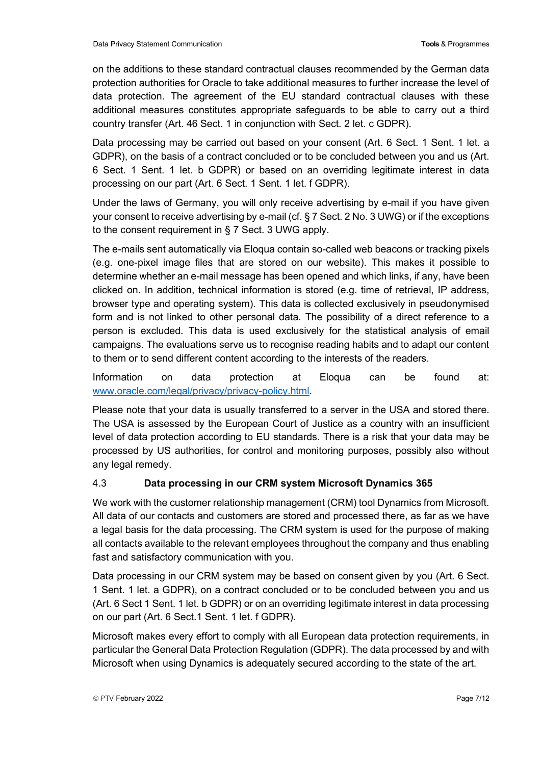on the additions to these standard contractual clauses recommended by the German data protection authorities for Oracle to take additional measures to further increase the level of data protection. The agreement of the EU standard contractual clauses with these additional measures constitutes appropriate safeguards to be able to carry out a third country transfer (Art. 46 Sect. 1 in conjunction with Sect. 2 let. c GDPR).

Data processing may be carried out based on your consent (Art. 6 Sect. 1 Sent. 1 let. a GDPR), on the basis of a contract concluded or to be concluded between you and us (Art. 6 Sect. 1 Sent. 1 let. b GDPR) or based on an overriding legitimate interest in data processing on our part (Art. 6 Sect. 1 Sent. 1 let. f GDPR).

Under the laws of Germany, you will only receive advertising by e-mail if you have given your consent to receive advertising by e-mail (cf. § 7 Sect. 2 No. 3 UWG) or if the exceptions to the consent requirement in § 7 Sect. 3 UWG apply.

The e-mails sent automatically via Eloqua contain so-called web beacons or tracking pixels (e.g. one-pixel image files that are stored on our website). This makes it possible to determine whether an e-mail message has been opened and which links, if any, have been clicked on. In addition, technical information is stored (e.g. time of retrieval, IP address, browser type and operating system). This data is collected exclusively in pseudonymised form and is not linked to other personal data. The possibility of a direct reference to a person is excluded. This data is used exclusively for the statistical analysis of email campaigns. The evaluations serve us to recognise reading habits and to adapt our content to them or to send different content according to the interests of the readers.

Information on data protection at Eloqua can be found at: [www.oracle.com/legal/privacy/privacy-policy.html](www.oracle.com/legal/privacy/privacy-policy.html).

Please note that your data is usually transferred to a server in the USA and stored there. The USA is assessed by the European Court of Justice as a country with an insufficient level of data protection according to EU standards. There is a risk that your data may be processed by US authorities, for control and monitoring purposes, possibly also without any legal remedy.

### 4.3 Data processing in our CRM system Microsoft Dynamics 365

We work with the customer relationship management (CRM) tool Dynamics from Microsoft. All data of our contacts and customers are stored and processed there, as far as we have a legal basis for the data processing. The CRM system is used for the purpose of making all contacts available to the relevant employees throughout the company and thus enabling fast and satisfactory communication with you.

Data processing in our CRM system may be based on consent given by you (Art. 6 Sect. 1 Sent. 1 let. a GDPR), on a contract concluded or to be concluded between you and us (Art. 6 Sect 1 Sent. 1 let. b GDPR) or on an overriding legitimate interest in data processing on our part (Art. 6 Sect.1 Sent. 1 let. f GDPR).

Microsoft makes every effort to comply with all European data protection requirements, in particular the General Data Protection Regulation (GDPR). The data processed by and with Microsoft when using Dynamics is adequately secured according to the state of the art.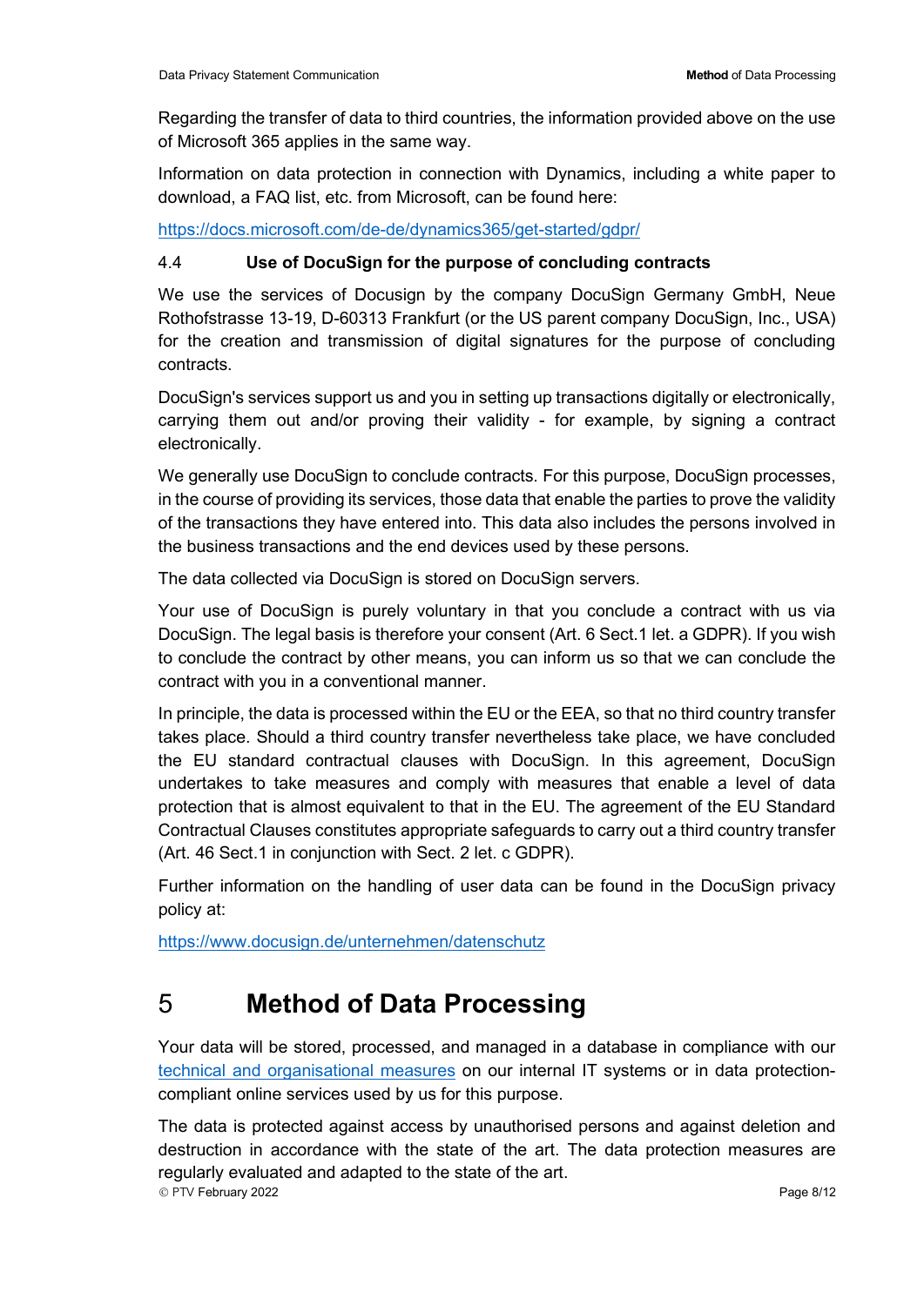Regarding the transfer of data to third countries, the information provided above on the use of Microsoft 365 applies in the same way.

Information on data protection in connection with Dynamics, including a white paper to download, a FAQ list, etc. from Microsoft, can be found here:

https://docs.microsoft.com/de-de/dynamics365/get-started/gdpr/

### 4.4 Use of DocuSign for the purpose of concluding contracts

We use the services of Docusign by the company DocuSign Germany GmbH, Neue Rothofstrasse 13-19, D-60313 Frankfurt (or the US parent company DocuSign, Inc., USA) for the creation and transmission of digital signatures for the purpose of concluding contracts.

DocuSign's services support us and you in setting up transactions digitally or electronically, carrying them out and/or proving their validity - for example, by signing a contract electronically.

We generally use DocuSign to conclude contracts. For this purpose, DocuSign processes, in the course of providing its services, those data that enable the parties to prove the validity of the transactions they have entered into. This data also includes the persons involved in the business transactions and the end devices used by these persons.

The data collected via DocuSign is stored on DocuSign servers.

Your use of DocuSign is purely voluntary in that you conclude a contract with us via DocuSign. The legal basis is therefore your consent (Art. 6 Sect.1 let. a GDPR). If you wish to conclude the contract by other means, you can inform us so that we can conclude the contract with you in a conventional manner.

In principle, the data is processed within the EU or the EEA, so that no third country transfer takes place. Should a third country transfer nevertheless take place, we have concluded the EU standard contractual clauses with DocuSign. In this agreement, DocuSign undertakes to take measures and comply with measures that enable a level of data protection that is almost equivalent to that in the EU. The agreement of the EU Standard Contractual Clauses constitutes appropriate safeguards to carry out a third country transfer (Art. 46 Sect.1 in conjunction with Sect. 2 let. c GDPR).

Further information on the handling of user data can be found in the DocuSign privacy policy at:

https://www.docusign.de/unternehmen/datenschutz

# 5 Method of Data Processing

Your data will be stored, processed, and managed in a database in compliance with our technical and organisational measures on our internal IT systems or in data protection-compliant online services used by us for this purpose.

The data is protected against access by unauthorised persons and against deletion and destruction in accordance with the state of the art. The data protection measures are regularly evaluated and adapted to the state of the art.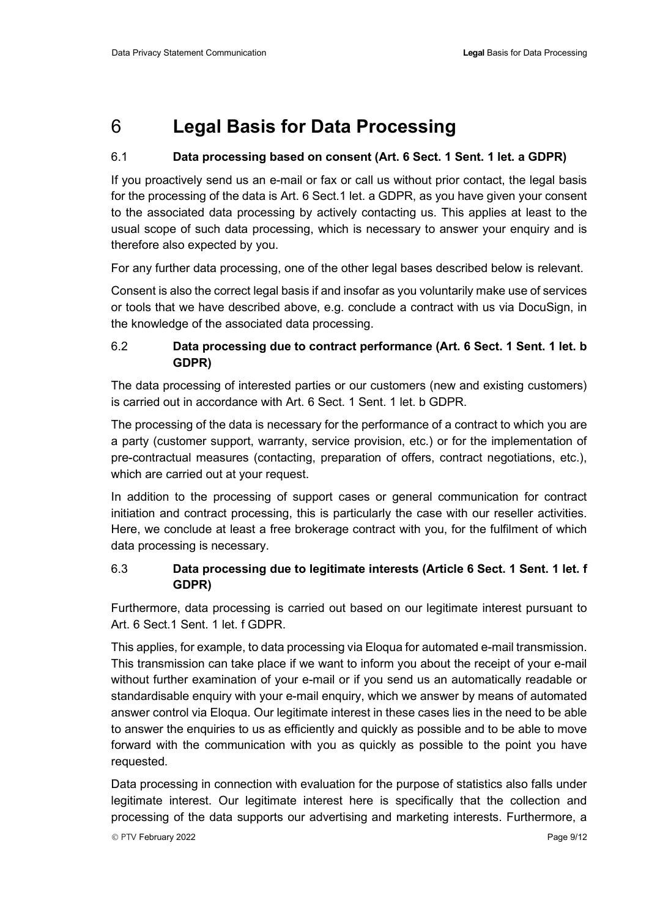# 6 Legal Basis for Data Processing

## 6.1 Data processing based on consent (Art. 6 Sect. 1 Sent. 1 let. a GDPR)

If you proactively send us an e-mail or fax or call us without prior contact, the legal basis for the processing of the data is Art. 6 Sect.1 let. a GDPR, as you have given your consent to the associated data processing by actively contacting us. This applies at least to the usual scope of such data processing, which is necessary to answer your enquiry and is therefore also expected by you.

For any further data processing, one of the other legal bases described below is relevant.

Consent is also the correct legal basis if and insofar as you voluntarily make use of services or tools that we have described above, e.g. conclude a contract with us via DocuSign, in the knowledge of the associated data processing.

## 6.2 Data processing due to contract performance (Art. 6 Sect. 1 Sent. 1 let. b GDPR)

The data processing of interested parties or our customers (new and existing customers) is carried out in accordance with Art. 6 Sect. 1 Sent. 1 let. b GDPR.

The processing of the data is necessary for the performance of a contract to which you are a party (customer support, warranty, service provision, etc.) or for the implementation of pre-contractual measures (contacting, preparation of offers, contract negotiations, etc.), which are carried out at your request.

In addition to the processing of support cases or general communication for contract initiation and contract processing, this is particularly the case with our reseller activities. Here, we conclude at least a free brokerage contract with you, for the fulfilment of which data processing is necessary.

## 6.3 Data processing due to legitimate interests (Article 6 Sect. 1 Sent. 1 let. f GDPR)

Furthermore, data processing is carried out based on our legitimate interest pursuant to Art. 6 Sect.1 Sent. 1 let. f GDPR.

This applies, for example, to data processing via Eloqua for automated e-mail transmission. This transmission can take place if we want to inform you about the receipt of your e-mail without further examination of your e-mail or if you send us an automatically readable or standardisable enquiry with your e-mail enquiry, which we answer by means of automated answer control via Eloqua. Our legitimate interest in these cases lies in the need to be able to answer the enquiries to us as efficiently and quickly as possible and to be able to move forward with the communication with you as quickly as possible to the point you have requested.

Data processing in connection with evaluation for the purpose of statistics also falls under legitimate interest. Our legitimate interest here is specifically that the collection and processing of the data supports our advertising and marketing interests. Furthermore, a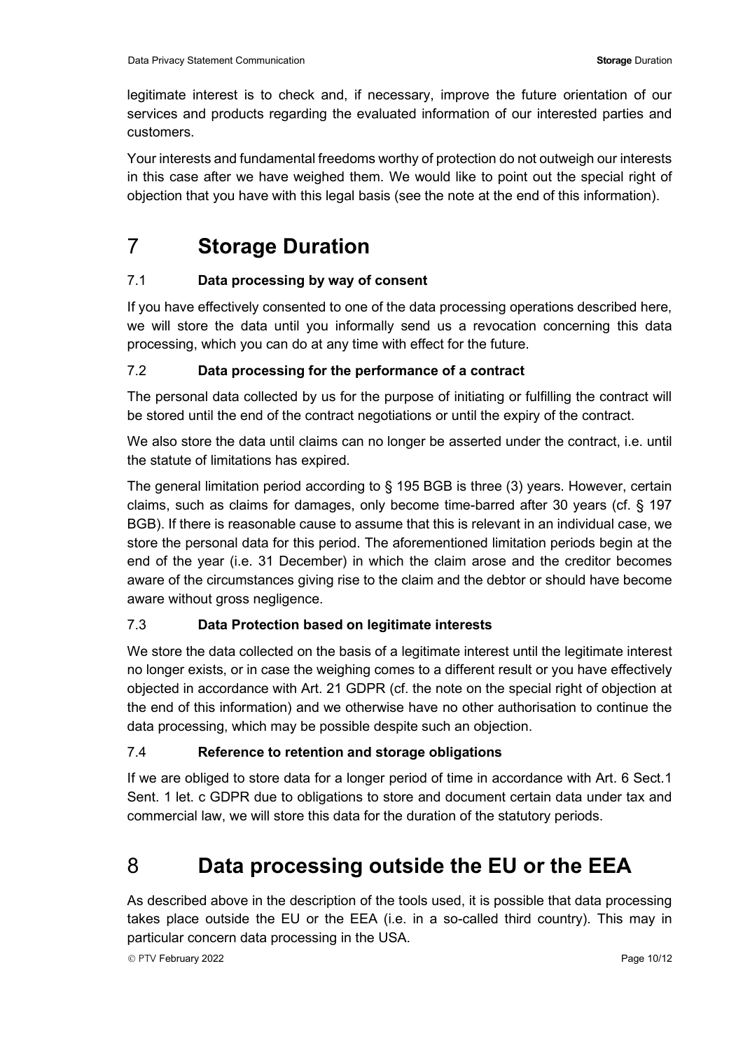legitimate interest is to check and, if necessary, improve the future orientation of our services and products regarding the evaluated information of our interested parties and customers.

Your interests and fundamental freedoms worthy of protection do not outweigh our interests in this case after we have weighed them. We would like to point out the special right of objection that you have with this legal basis (see the note at the end of this information).

# 7 Storage Duration

### 7.1 Data processing by way of consent

If you have effectively consented to one of the data processing operations described here, we will store the data until you informally send us a revocation concerning this data processing, which you can do at any time with effect for the future.

### 7.2 Data processing for the performance of a contract

The personal data collected by us for the purpose of initiating or fulfilling the contract will be stored until the end of the contract negotiations or until the expiry of the contract.

We also store the data until claims can no longer be asserted under the contract, i.e. until the statute of limitations has expired.

The general limitation period according to § 195 BGB is three (3) years. However, certain claims, such as claims for damages, only become time-barred after 30 years (cf. § 197 BGB). If there is reasonable cause to assume that this is relevant in an individual case, we store the personal data for this period. The aforementioned limitation periods begin at the end of the year (i.e. 31 December) in which the claim arose and the creditor becomes aware of the circumstances giving rise to the claim and the debtor or should have become aware without gross negligence.

### 7.3 Data Protection based on legitimate interests

We store the data collected on the basis of a legitimate interest until the legitimate interest no longer exists, or in case the weighing comes to a different result or you have effectively objected in accordance with Art. 21 GDPR (cf. the note on the special right of objection at the end of this information) and we otherwise have no other authorisation to continue the data processing, which may be possible despite such an objection.

### 7.4 Reference to retention and storage obligations

If we are obliged to store data for a longer period of time in accordance with Art. 6 Sect.1 Sent. 1 let. c GDPR due to obligations to store and document certain data under tax and commercial law, we will store this data for the duration of the statutory periods.

# 8 Data processing outside the EU or the EEA

As described above in the description of the tools used, it is possible that data processing takes place outside the EU or the EEA (i.e. in a so-called third country). This may in particular concern data processing in the USA.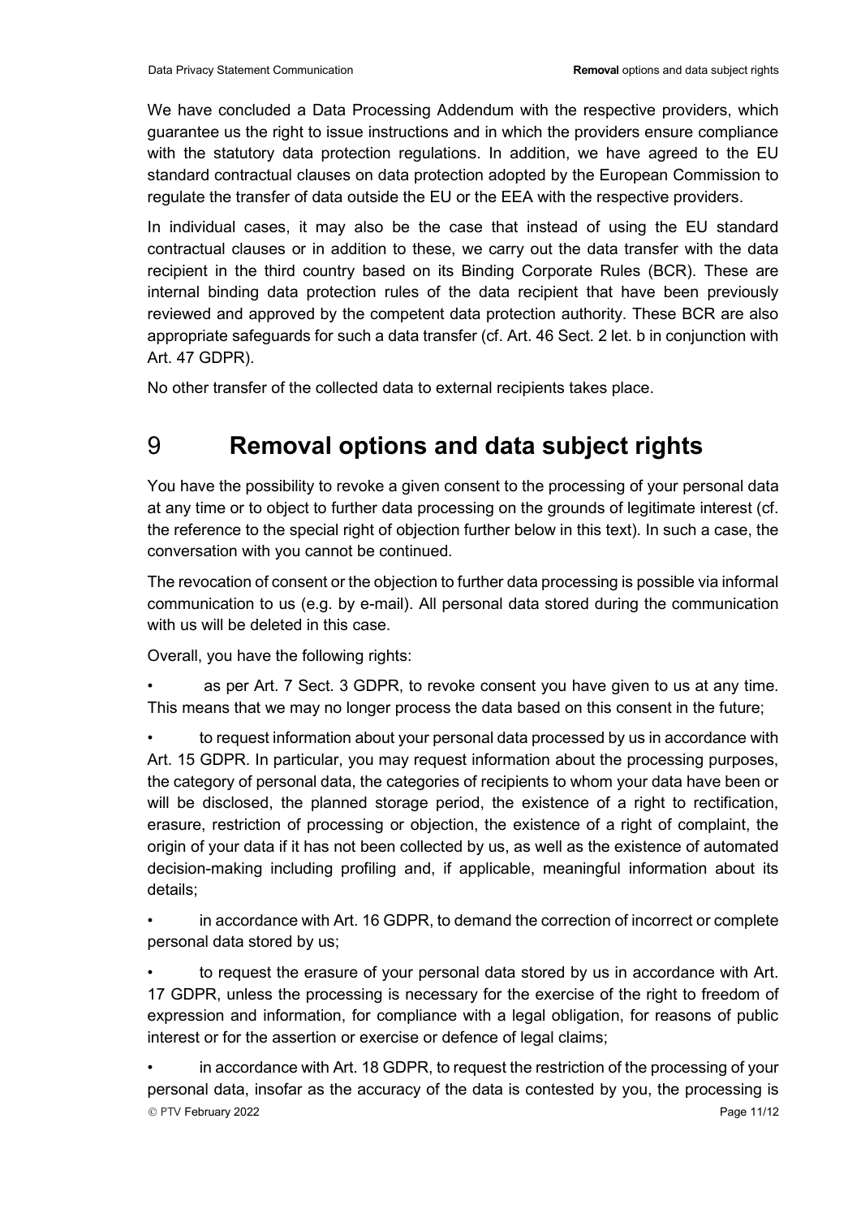We have concluded a Data Processing Addendum with the respective providers, which guarantee us the right to issue instructions and in which the providers ensure compliance with the statutory data protection regulations. In addition, we have agreed to the EU standard contractual clauses on data protection adopted by the European Commission to regulate the transfer of data outside the EU or the EEA with the respective providers.

In individual cases, it may also be the case that instead of using the EU standard contractual clauses or in addition to these, we carry out the data transfer with the data recipient in the third country based on its Binding Corporate Rules (BCR). These are internal binding data protection rules of the data recipient that have been previously reviewed and approved by the competent data protection authority. These BCR are also appropriate safeguards for such a data transfer (cf. Art. 46 Sect. 2 let. b in conjunction with Art. 47 GDPR).

No other transfer of the collected data to external recipients takes place.

# 9 Removal options and data subject rights

You have the possibility to revoke a given consent to the processing of your personal data at any time or to object to further data processing on the grounds of legitimate interest (cf. the reference to the special right of objection further below in this text). In such a case, the conversation with you cannot be continued.

The revocation of consent or the objection to further data processing is possible via informal communication to us (e.g. by e-mail). All personal data stored during the communication with us will be deleted in this case.

Overall, you have the following rights:

- as per Art. 7 Sect. 3 GDPR, to revoke consent you have given to us at any time. This means that we may no longer process the data based on this consent in the future;
- to request information about your personal data processed by us in accordance with Art. 15 GDPR. In particular, you may request information about the processing purposes, the category of personal data, the categories of recipients to whom your data have been or will be disclosed, the planned storage period, the existence of a right to rectification, erasure, restriction of processing or objection, the existence of a right of complaint, the origin of your data if it has not been collected by us, as well as the existence of automated decision-making including profiling and, if applicable, meaningful information about its details;
- in accordance with Art. 16 GDPR, to demand the correction of incorrect or complete personal data stored by us;
- to request the erasure of your personal data stored by us in accordance with Art. 17 GDPR, unless the processing is necessary for the exercise of the right to freedom of expression and information, for compliance with a legal obligation, for reasons of public interest or for the assertion or exercise or defence of legal claims;
- in accordance with Art. 18 GDPR, to request the restriction of the processing of your personal data, insofar as the accuracy of the data is contested by you, the processing is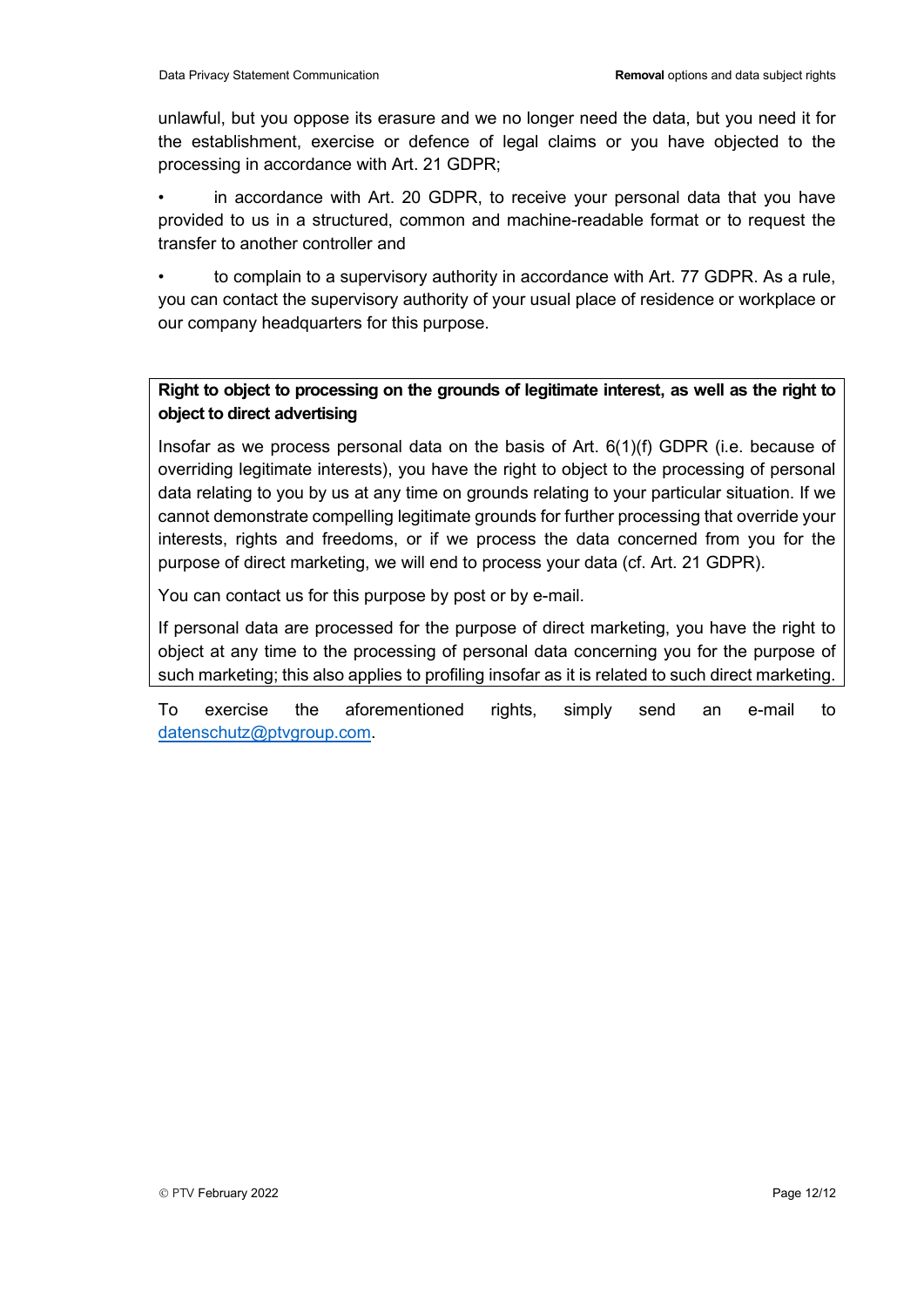unlawful, but you oppose its erasure and we no longer need the data, but you need it for the establishment, exercise or defence of legal claims or you have objected to the processing in accordance with Art. 21 GDPR;

- in accordance with Art. 20 GDPR, to receive your personal data that you have provided to us in a structured, common and machine-readable format or to request the transfer to another controller and
- to complain to a supervisory authority in accordance with Art. 77 GDPR. As a rule, you can contact the supervisory authority of your usual place of residence or workplace or our company headquarters for this purpose.

**Right to object to processing on the grounds of legitimate interest, as well as the right to object to direct advertising**

Insofar as we process personal data on the basis of Art. 6(1)(f) GDPR (i.e. because of overriding legitimate interests), you have the right to object to the processing of personal data relating to you by us at any time on grounds relating to your particular situation. If we cannot demonstrate compelling legitimate grounds for further processing that override your interests, rights and freedoms, or if we process the data concerned from you for the purpose of direct marketing, we will end to process your data (cf. Art. 21 GDPR).

You can contact us for this purpose by post or by e-mail.

If personal data are processed for the purpose of direct marketing, you have the right to object at any time to the processing of personal data concerning you for the purpose of such marketing; this also applies to profiling insofar as it is related to such direct marketing.

To exercise the aforementioned rights, simply send an e-mail to datenschutz@ptvgroup.com.